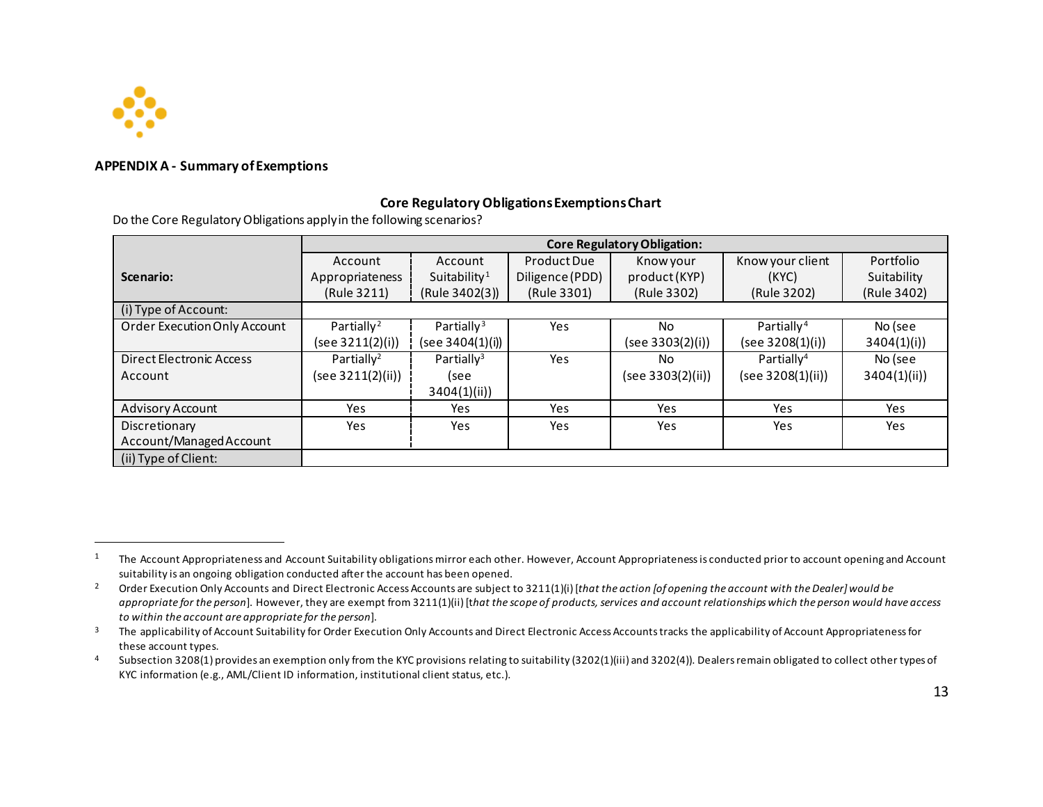**APPENDIX A - Summary of Exemptions**

**Core Regulatory Obligations Exemptions Chart**

Do the Core Regulatory Obligations apply in the following scenarios?

| Scenario: | Core Regulatory Obligation: | | | | | |
|---|---|---|---|---|---|---|
| | Account Appropriateness (Rule 3211) | Account Suitability[1] (Rule 3402(3)) | Product Due Diligence (PDD) (Rule 3301) | Know your product (KYP) (Rule 3302) | Know your client (KYC) (Rule 3202) | Portfolio Suitability (Rule 3402) |
| (i) Type of Account: | | | | | | |
| Order Execution Only Account | Partially[2] (see 3211(2)(i)) | Partially[3] (see 3404(1)(i)) | Yes | No (see 3303(2)(i)) | Partially[4] (see 3208(1)(i)) | No (see 3404(1)(i)) |
| Direct Electronic Access Account | Partially[2] (see 3211(2)(ii)) | Partially[3] (see 3404(1)(ii)) | Yes | No (see 3303(2)(ii)) | Partially[4] (see 3208(1)(ii)) | No (see 3404(1)(ii)) |
| Advisory Account | Yes | Yes | Yes | Yes | Yes | Yes |
| Discretionary Account/Managed Account | Yes | Yes | Yes | Yes | Yes | Yes |
| (ii) Type of Client: | | | | | | |

[1] The Account Appropriateness and Account Suitability obligations mirror each other. However, Account Appropriateness is conducted prior to account opening and Account suitability is an ongoing obligation conducted after the account has been opened.

[2] Order Execution Only Accounts and Direct Electronic Access Accounts are subject to 3211(1)(i) [*that the action [of opening the account with the Dealer] would be appropriate for the person*]. However, they are exempt from 3211(1)(ii) [*that the scope of products, services and account relationships which the person would have access to within the account are appropriate for the person*].

[3] The applicability of Account Suitability for Order Execution Only Accounts and Direct Electronic Access Accounts tracks the applicability of Account Appropriateness for these account types.

[4] Subsection 3208(1) provides an exemption only from the KYC provisions relating to suitability (3202(1)(iii) and 3202(4)). Dealers remain obligated to collect other types of KYC information (e.g., AML/Client ID information, institutional client status, etc.).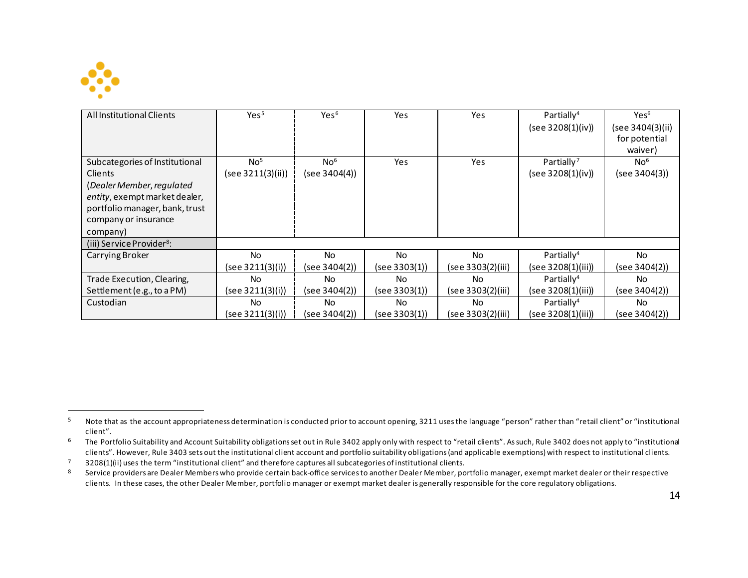| | | | | | | |
|---|---|---|---|---|---|---|
| All Institutional Clients | Yes[5] | Yes[6] | Yes | Yes | Partially[4] (see 3208(1)(iv)) | Yes[6] (see 3404(3)(ii) for potential waiver) |
| Subcategories of Institutional Clients (*Dealer Member*, *regulated entity*, exempt market dealer, portfolio manager, bank, trust company or insurance company) | No[5] (see 3211(3)(ii)) | No[6] (see 3404(4)) | Yes | Yes | Partially[7] (see 3208(1)(iv)) | No[6] (see 3404(3)) |
| (iii) Service Provider[8]: | | | | | | |
| Carrying Broker | No (see 3211(3)(i)) | No (see 3404(2)) | No (see 3303(1)) | No (see 3303(2)(iii) | Partially[4] (see 3208(1)(iii)) | No (see 3404(2)) |
| Trade Execution, Clearing, Settlement (e.g., to a PM) | No (see 3211(3)(i)) | No (see 3404(2)) | No (see 3303(1)) | No (see 3303(2)(iii) | Partially[4] (see 3208(1)(iii)) | No (see 3404(2)) |
| Custodian | No (see 3211(3)(i)) | No (see 3404(2)) | No (see 3303(1)) | No (see 3303(2)(iii) | Partially[4] (see 3208(1)(iii)) | No (see 3404(2)) |

---

[5] Note that as the account appropriateness determination is conducted prior to account opening, 3211 uses the language "person" rather than "retail client" or "institutional client".

[6] The Portfolio Suitability and Account Suitability obligations set out in Rule 3402 apply only with respect to "retail clients". As such, Rule 3402 does not apply to "institutional clients". However, Rule 3403 sets out the institutional client account and portfolio suitability obligations (and applicable exemptions) with respect to institutional clients.

[7] 3208(1)(ii) uses the term "institutional client" and therefore captures all subcategories of institutional clients.

[8] Service providers are Dealer Members who provide certain back-office services to another Dealer Member, portfolio manager, exempt market dealer or their respective clients. In these cases, the other Dealer Member, portfolio manager or exempt market dealer is generally responsible for the core regulatory obligations.